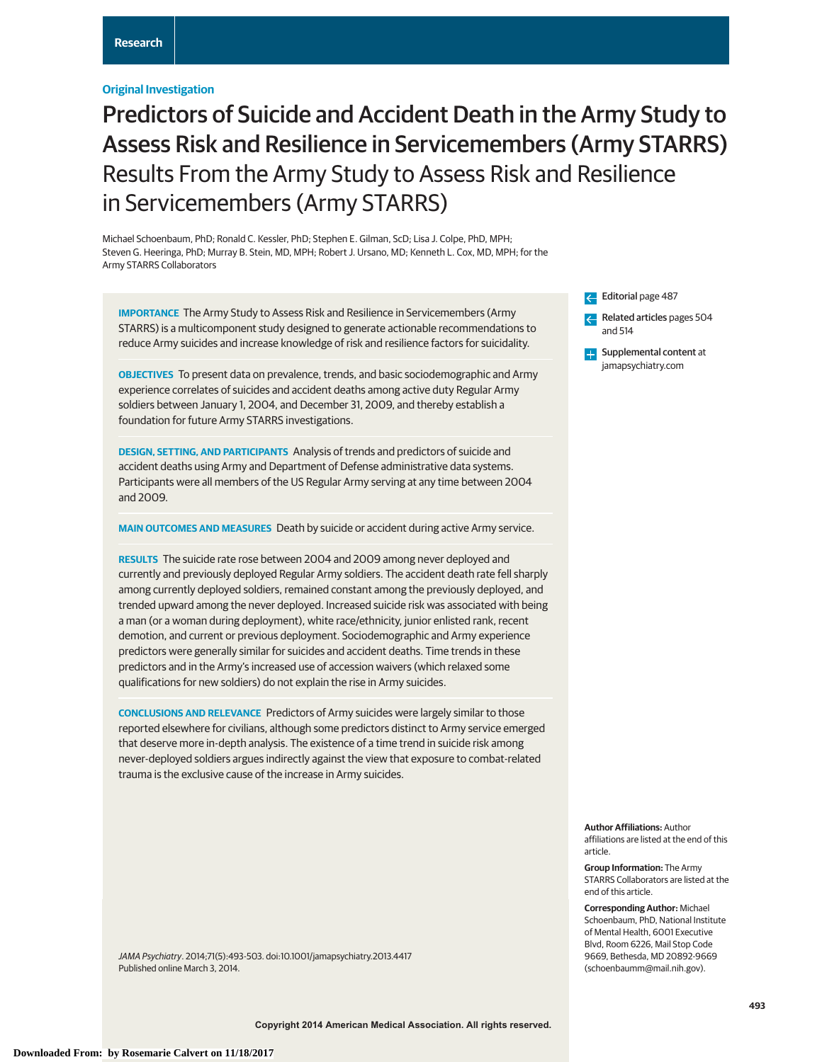Original Investigation

# Predictors of Suicide and Accident Death in the Army Study to Assess Risk and Resilience in Servicemembers (Army STARRS)

## Results From the Army Study to Assess Risk and Resilience in Servicemembers (Army STARRS)

Michael Schoenbaum, PhD; Ronald C. Kessler, PhD; Stephen E. Gilman, ScD; Lisa J. Colpe, PhD, MPH; Steven G. Heeringa, PhD; Murray B. Stein, MD, MPH; Robert J. Ursano, MD; Kenneth L. Cox, MD, MPH; for the Army STARRS Collaborators

**IMPORTANCE** The Army Study to Assess Risk and Resilience in Servicemembers (Army STARRS) is a multicomponent study designed to generate actionable recommendations to reduce Army suicides and increase knowledge of risk and resilience factors for suicidality.

**OBJECTIVES** To present data on prevalence, trends, and basic sociodemographic and Army experience correlates of suicides and accident deaths among active duty Regular Army soldiers between January 1, 2004, and December 31, 2009, and thereby establish a foundation for future Army STARRS investigations.

**DESIGN, SETTING, AND PARTICIPANTS** Analysis of trends and predictors of suicide and accident deaths using Army and Department of Defense administrative data systems. Participants were all members of the US Regular Army serving at any time between 2004 and 2009.

**MAIN OUTCOMES AND MEASURES** Death by suicide or accident during active Army service.

**RESULTS** The suicide rate rose between 2004 and 2009 among never deployed and currently and previously deployed Regular Army soldiers. The accident death rate fell sharply among currently deployed soldiers, remained constant among the previously deployed, and trended upward among the never deployed. Increased suicide risk was associated with being a man (or a woman during deployment), white race/ethnicity, junior enlisted rank, recent demotion, and current or previous deployment. Sociodemographic and Army experience predictors were generally similar for suicides and accident deaths. Time trends in these predictors and in the Army's increased use of accession waivers (which relaxed some qualifications for new soldiers) do not explain the rise in Army suicides.

**CONCLUSIONS AND RELEVANCE** Predictors of Army suicides were largely similar to those reported elsewhere for civilians, although some predictors distinct to Army service emerged that deserve more in-depth analysis. The existence of a time trend in suicide risk among never-deployed soldiers argues indirectly against the view that exposure to combat-related trauma is the exclusive cause of the increase in Army suicides.

*JAMA Psychiatry*. 2014;71(5):493-503. doi:10.1001/jamapsychiatry.2013.4417
Published online March 3, 2014.

**Editorial** page 487

**Related articles** pages 504 and 514

**Supplemental content** at jamapsychiatry.com

**Author Affiliations:** Author affiliations are listed at the end of this article.

**Group Information:** The Army STARRS Collaborators are listed at the end of this article.

**Corresponding Author:** Michael Schoenbaum, PhD, National Institute of Mental Health, 6001 Executive Blvd, Room 6226, Mail Stop Code 9669, Bethesda, MD 20892-9669 (schoenbaumm@mail.nih.gov).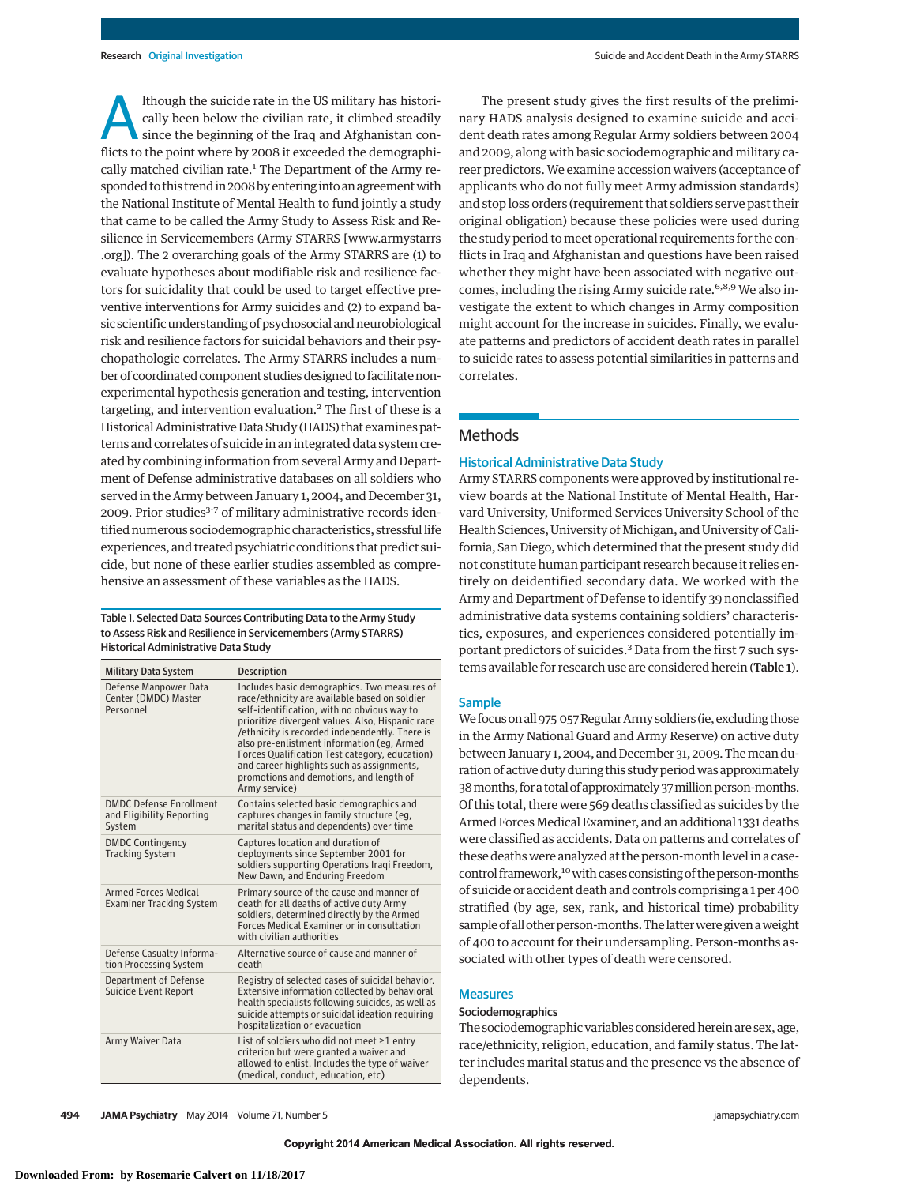Although the suicide rate in the US military has historically been below the civilian rate, it climbed steadily since the beginning of the Iraq and Afghanistan conflicts to the point where by 2008 it exceeded the demographically matched civilian rate.[1] The Department of the Army responded to this trend in 2008 by entering into an agreement with the National Institute of Mental Health to fund jointly a study that came to be called the Army Study to Assess Risk and Resilience in Servicemembers (Army STARRS [www.armystarrs.org]). The 2 overarching goals of the Army STARRS are (1) to evaluate hypotheses about modifiable risk and resilience factors for suicidality that could be used to target effective preventive interventions for Army suicides and (2) to expand basic scientific understanding of psychosocial and neurobiological risk and resilience factors for suicidal behaviors and their psychopathologic correlates. The Army STARRS includes a number of coordinated component studies designed to facilitate nonexperimental hypothesis generation and testing, intervention targeting, and intervention evaluation.[2] The first of these is a Historical Administrative Data Study (HADS) that examines patterns and correlates of suicide in an integrated data system created by combining information from several Army and Department of Defense administrative databases on all soldiers who served in the Army between January 1, 2004, and December 31, 2009. Prior studies[3-7] of military administrative records identified numerous sociodemographic characteristics, stressful life experiences, and treated psychiatric conditions that predict suicide, but none of these earlier studies assembled as comprehensive an assessment of these variables as the HADS.

Table 1. Selected Data Sources Contributing Data to the Army Study to Assess Risk and Resilience in Servicemembers (Army STARRS) Historical Administrative Data Study

| Military Data System | Description |
|---|---|
| Defense Manpower Data Center (DMDC) Master Personnel | Includes basic demographics. Two measures of race/ethnicity are available based on soldier self-identification, with no obvious way to prioritize divergent values. Also, Hispanic race/ethnicity is recorded independently. There is also pre-enlistment information (eg, Armed Forces Qualification Test category, education) and career highlights such as assignments, promotions and demotions, and length of Army service) |
| DMDC Defense Enrollment and Eligibility Reporting System | Contains selected basic demographics and captures changes in family structure (eg, marital status and dependents) over time |
| DMDC Contingency Tracking System | Captures location and duration of deployments since September 2001 for soldiers supporting Operations Iraqi Freedom, New Dawn, and Enduring Freedom |
| Armed Forces Medical Examiner Tracking System | Primary source of the cause and manner of death for all deaths of active duty Army soldiers, determined directly by the Armed Forces Medical Examiner or in consultation with civilian authorities |
| Defense Casualty Information Processing System | Alternative source of cause and manner of death |
| Department of Defense Suicide Event Report | Registry of selected cases of suicidal behavior. Extensive information collected by behavioral health specialists following suicides, as well as suicide attempts or suicidal ideation requiring hospitalization or evacuation |
| Army Waiver Data | List of soldiers who did not meet ≥1 entry criterion but were granted a waiver and allowed to enlist. Includes the type of waiver (medical, conduct, education, etc) |

The present study gives the first results of the preliminary HADS analysis designed to examine suicide and accident death rates among Regular Army soldiers between 2004 and 2009, along with basic sociodemographic and military career predictors. We examine accession waivers (acceptance of applicants who do not fully meet Army admission standards) and stop loss orders (requirement that soldiers serve past their original obligation) because these policies were used during the study period to meet operational requirements for the conflicts in Iraq and Afghanistan and questions have been raised whether they might have been associated with negative outcomes, including the rising Army suicide rate.[6,8,9] We also investigate the extent to which changes in Army composition might account for the increase in suicides. Finally, we evaluate patterns and predictors of accident death rates in parallel to suicide rates to assess potential similarities in patterns and correlates.

## Methods

### Historical Administrative Data Study

Army STARRS components were approved by institutional review boards at the National Institute of Mental Health, Harvard University, Uniformed Services University School of the Health Sciences, University of Michigan, and University of California, San Diego, which determined that the present study did not constitute human participant research because it relies entirely on deidentified secondary data. We worked with the Army and Department of Defense to identify 39 nonclassified administrative data systems containing soldiers' characteristics, exposures, and experiences considered potentially important predictors of suicides.[3] Data from the first 7 such systems available for research use are considered herein (**Table 1**).

### Sample

We focus on all 975 057 Regular Army soldiers (ie, excluding those in the Army National Guard and Army Reserve) on active duty between January 1, 2004, and December 31, 2009. The mean duration of active duty during this study period was approximately 38 months, for a total of approximately 37 million person-months. Of this total, there were 569 deaths classified as suicides by the Armed Forces Medical Examiner, and an additional 1331 deaths were classified as accidents. Data on patterns and correlates of these deaths were analyzed at the person-month level in a case-control framework,[10] with cases consisting of the person-months of suicide or accident death and controls comprising a 1 per 400 stratified (by age, sex, rank, and historical time) probability sample of all other person-months. The latter were given a weight of 400 to account for their undersampling. Person-months associated with other types of death were censored.

### Measures

#### Sociodemographics

The sociodemographic variables considered herein are sex, age, race/ethnicity, religion, education, and family status. The latter includes marital status and the presence vs the absence of dependents.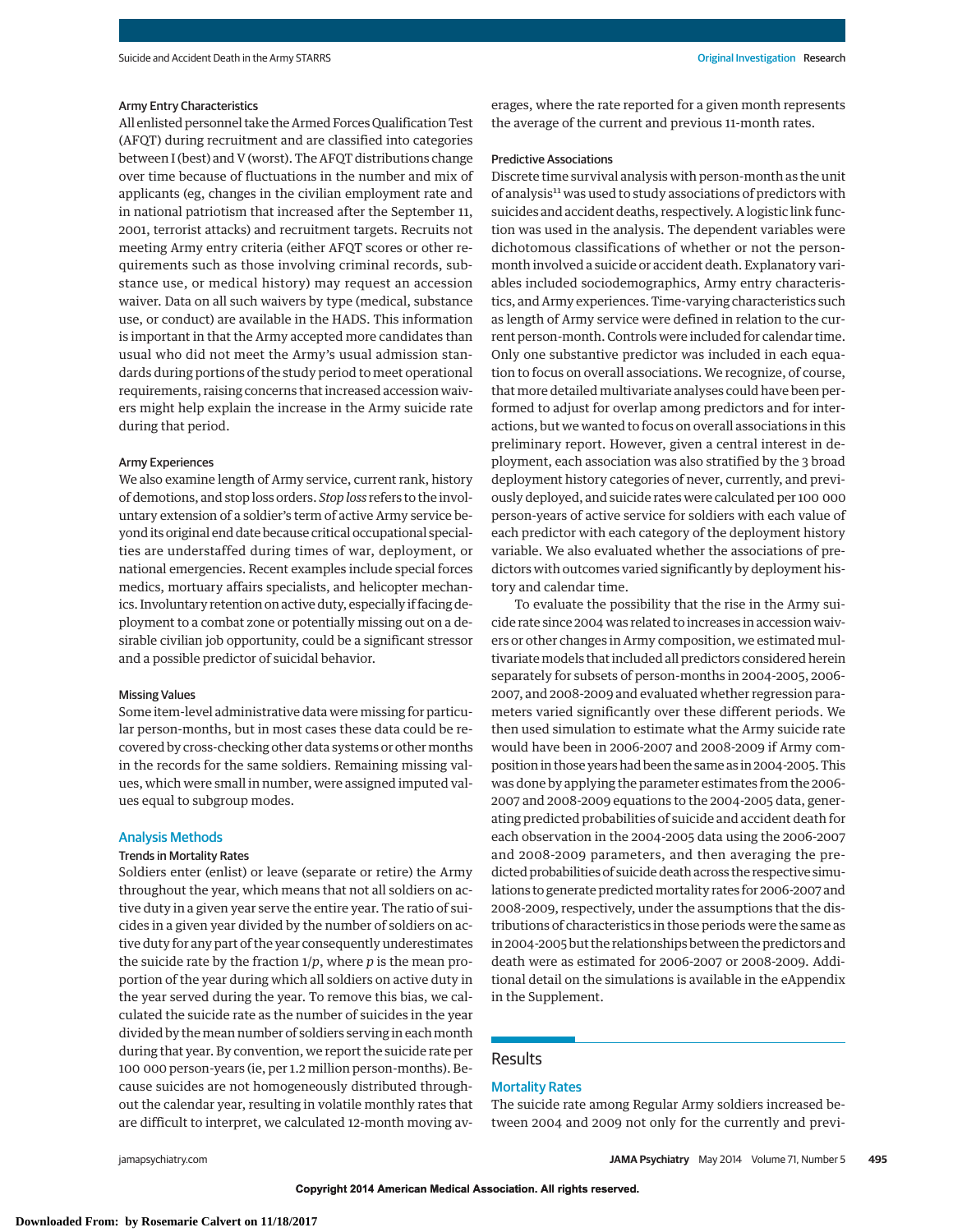### Army Entry Characteristics

All enlisted personnel take the Armed Forces Qualification Test (AFQT) during recruitment and are classified into categories between I (best) and V (worst). The AFQT distributions change over time because of fluctuations in the number and mix of applicants (eg, changes in the civilian employment rate and in national patriotism that increased after the September 11, 2001, terrorist attacks) and recruitment targets. Recruits not meeting Army entry criteria (either AFQT scores or other requirements such as those involving criminal records, substance use, or medical history) may request an accession waiver. Data on all such waivers by type (medical, substance use, or conduct) are available in the HADS. This information is important in that the Army accepted more candidates than usual who did not meet the Army's usual admission standards during portions of the study period to meet operational requirements, raising concerns that increased accession waivers might help explain the increase in the Army suicide rate during that period.

### Army Experiences

We also examine length of Army service, current rank, history of demotions, and stop loss orders. *Stop loss* refers to the involuntary extension of a soldier's term of active Army service beyond its original end date because critical occupational specialties are understaffed during times of war, deployment, or national emergencies. Recent examples include special forces medics, mortuary affairs specialists, and helicopter mechanics. Involuntary retention on active duty, especially if facing deployment to a combat zone or potentially missing out on a desirable civilian job opportunity, could be a significant stressor and a possible predictor of suicidal behavior.

### Missing Values

Some item-level administrative data were missing for particular person-months, but in most cases these data could be recovered by cross-checking other data systems or other months in the records for the same soldiers. Remaining missing values, which were small in number, were assigned imputed values equal to subgroup modes.

## Analysis Methods

### Trends in Mortality Rates

Soldiers enter (enlist) or leave (separate or retire) the Army throughout the year, which means that not all soldiers on active duty in a given year serve the entire year. The ratio of suicides in a given year divided by the number of soldiers on active duty for any part of the year consequently underestimates the suicide rate by the fraction $1/p$, where $p$ is the mean proportion of the year during which all soldiers on active duty in the year served during the year. To remove this bias, we calculated the suicide rate as the number of suicides in the year divided by the mean number of soldiers serving in each month during that year. By convention, we report the suicide rate per 100 000 person-years (ie, per 1.2 million person-months). Because suicides are not homogeneously distributed throughout the calendar year, resulting in volatile monthly rates that are difficult to interpret, we calculated 12-month moving averages, where the rate reported for a given month represents the average of the current and previous 11-month rates.

### Predictive Associations

Discrete time survival analysis with person-month as the unit of analysis[11] was used to study associations of predictors with suicides and accident deaths, respectively. A logistic link function was used in the analysis. The dependent variables were dichotomous classifications of whether or not the person-month involved a suicide or accident death. Explanatory variables included sociodemographics, Army entry characteristics, and Army experiences. Time-varying characteristics such as length of Army service were defined in relation to the current person-month. Controls were included for calendar time. Only one substantive predictor was included in each equation to focus on overall associations. We recognize, of course, that more detailed multivariate analyses could have been performed to adjust for overlap among predictors and for interactions, but we wanted to focus on overall associations in this preliminary report. However, given a central interest in deployment, each association was also stratified by the 3 broad deployment history categories of never, currently, and previously deployed, and suicide rates were calculated per 100 000 person-years of active service for soldiers with each value of each predictor with each category of the deployment history variable. We also evaluated whether the associations of predictors with outcomes varied significantly by deployment history and calendar time.

To evaluate the possibility that the rise in the Army suicide rate since 2004 was related to increases in accession waivers or other changes in Army composition, we estimated multivariate models that included all predictors considered herein separately for subsets of person-months in 2004-2005, 2006-2007, and 2008-2009 and evaluated whether regression parameters varied significantly over these different periods. We then used simulation to estimate what the Army suicide rate would have been in 2006-2007 and 2008-2009 if Army composition in those years had been the same as in 2004-2005. This was done by applying the parameter estimates from the 2006-2007 and 2008-2009 equations to the 2004-2005 data, generating predicted probabilities of suicide and accident death for each observation in the 2004-2005 data using the 2006-2007 and 2008-2009 parameters, and then averaging the predicted probabilities of suicide death across the respective simulations to generate predicted mortality rates for 2006-2007 and 2008-2009, respectively, under the assumptions that the distributions of characteristics in those periods were the same as in 2004-2005 but the relationships between the predictors and death were as estimated for 2006-2007 or 2008-2009. Additional detail on the simulations is available in the eAppendix in the Supplement.

# Results

## Mortality Rates

The suicide rate among Regular Army soldiers increased between 2004 and 2009 not only for the currently and previ-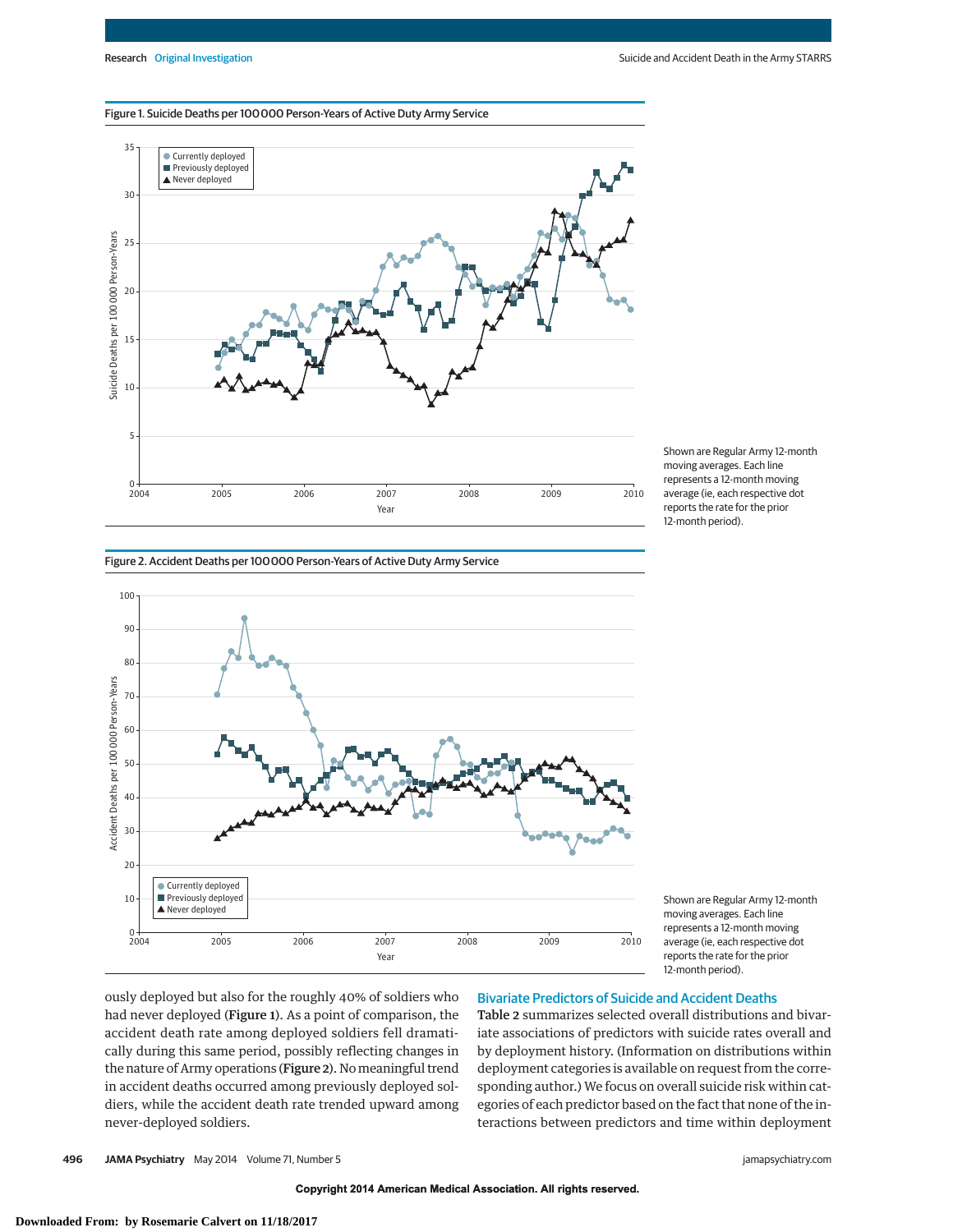Figure 1. Suicide Deaths per 100 000 Person-Years of Active Duty Army Service

Shown are Regular Army 12-month moving averages. Each line represents a 12-month moving average (ie, each respective dot reports the rate for the prior 12-month period).

Figure 2. Accident Deaths per 100 000 Person-Years of Active Duty Army Service

Shown are Regular Army 12-month moving averages. Each line represents a 12-month moving average (ie, each respective dot reports the rate for the prior 12-month period).

ously deployed but also for the roughly 40% of soldiers who had never deployed (Figure 1). As a point of comparison, the accident death rate among deployed soldiers fell dramatically during this same period, possibly reflecting changes in the nature of Army operations (Figure 2). No meaningful trend in accident deaths occurred among previously deployed soldiers, while the accident death rate trended upward among never-deployed soldiers.

## Bivariate Predictors of Suicide and Accident Deaths

Table 2 summarizes selected overall distributions and bivariate associations of predictors with suicide rates overall and by deployment history. (Information on distributions within deployment categories is available on request from the corresponding author.) We focus on overall suicide risk within categories of each predictor based on the fact that none of the interactions between predictors and time within deployment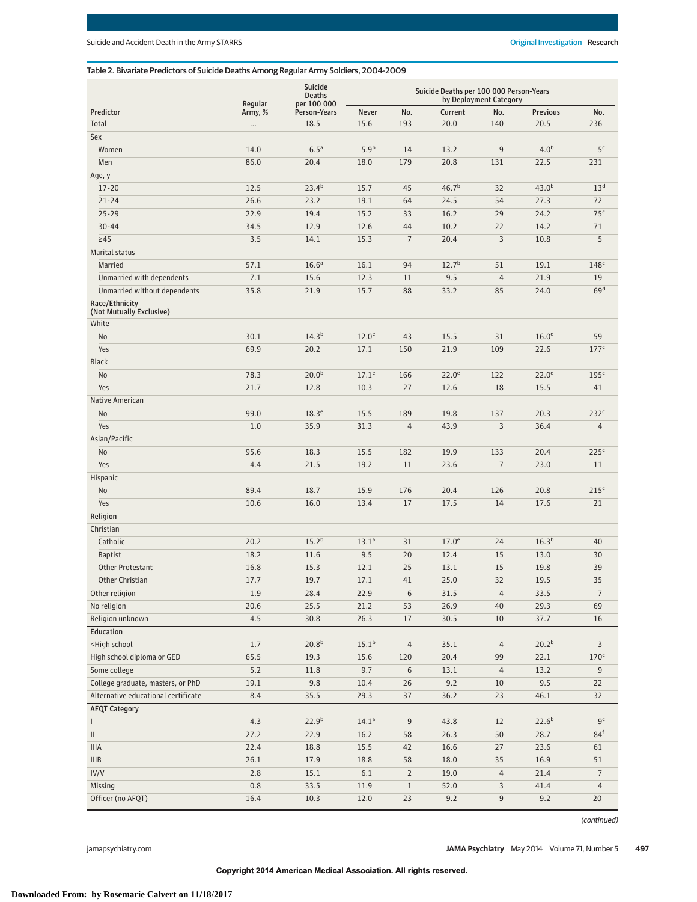Table 2. Bivariate Predictors of Suicide Deaths Among Regular Army Soldiers, 2004-2009

| Predictor | Regular Army, % | Suicide Deaths per 100 000 Person-Years | Suicide Deaths per 100 000 Person-Years by Deployment Category | | | | | |
|---|---|---|---|---|---|---|---|---|
| | | | Never | No. | Current | No. | Previous | No. |
| Total | ... | 18.5 | 15.6 | 193 | 20.0 | 140 | 20.5 | 236 |
| Sex | | | | | | | | |
| Women | 14.0 | 6.5[a] | 5.9[b] | 14 | 13.2 | 9 | 4.0[b] | 5[c] |
| Men | 86.0 | 20.4 | 18.0 | 179 | 20.8 | 131 | 22.5 | 231 |
| Age, y | | | | | | | | |
| 17-20 | 12.5 | 23.4[b] | 15.7 | 45 | 46.7[b] | 32 | 43.0[b] | 13[d] |
| 21-24 | 26.6 | 23.2 | 19.1 | 64 | 24.5 | 54 | 27.3 | 72 |
| 25-29 | 22.9 | 19.4 | 15.2 | 33 | 16.2 | 29 | 24.2 | 75[c] |
| 30-44 | 34.5 | 12.9 | 12.6 | 44 | 10.2 | 22 | 14.2 | 71 |
| ≥45 | 3.5 | 14.1 | 15.3 | 7 | 20.4 | 3 | 10.8 | 5 |
| Marital status | | | | | | | | |
| Married | 57.1 | 16.6[a] | 16.1 | 94 | 12.7[b] | 51 | 19.1 | 148[c] |
| Unmarried with dependents | 7.1 | 15.6 | 12.3 | 11 | 9.5 | 4 | 21.9 | 19 |
| Unmarried without dependents | 35.8 | 21.9 | 15.7 | 88 | 33.2 | 85 | 24.0 | 69[d] |
| Race/Ethnicity (Not Mutually Exclusive) | | | | | | | | |
| White | | | | | | | | |
| No | 30.1 | 14.3[b] | 12.0[e] | 43 | 15.5 | 31 | 16.0[e] | 59 |
| Yes | 69.9 | 20.2 | 17.1 | 150 | 21.9 | 109 | 22.6 | 177[c] |
| Black | | | | | | | | |
| No | 78.3 | 20.0[b] | 17.1[e] | 166 | 22.0[e] | 122 | 22.0[e] | 195[c] |
| Yes | 21.7 | 12.8 | 10.3 | 27 | 12.6 | 18 | 15.5 | 41 |
| Native American | | | | | | | | |
| No | 99.0 | 18.3[e] | 15.5 | 189 | 19.8 | 137 | 20.3 | 232[c] |
| Yes | 1.0 | 35.9 | 31.3 | 4 | 43.9 | 3 | 36.4 | 4 |
| Asian/Pacific | | | | | | | | |
| No | 95.6 | 18.3 | 15.5 | 182 | 19.9 | 133 | 20.4 | 225[c] |
| Yes | 4.4 | 21.5 | 19.2 | 11 | 23.6 | 7 | 23.0 | 11 |
| Hispanic | | | | | | | | |
| No | 89.4 | 18.7 | 15.9 | 176 | 20.4 | 126 | 20.8 | 215[c] |
| Yes | 10.6 | 16.0 | 13.4 | 17 | 17.5 | 14 | 17.6 | 21 |
| **Religion** | | | | | | | | |
| Christian | | | | | | | | |
| Catholic | 20.2 | 15.2[b] | 13.1[a] | 31 | 17.0[e] | 24 | 16.3[b] | 40 |
| Baptist | 18.2 | 11.6 | 9.5 | 20 | 12.4 | 15 | 13.0 | 30 |
| Other Protestant | 16.8 | 15.3 | 12.1 | 25 | 13.1 | 15 | 19.8 | 39 |
| Other Christian | 17.7 | 19.7 | 17.1 | 41 | 25.0 | 32 | 19.5 | 35 |
| Other religion | 1.9 | 28.4 | 22.9 | 6 | 31.5 | 4 | 33.5 | 7 |
| No religion | 20.6 | 25.5 | 21.2 | 53 | 26.9 | 40 | 29.3 | 69 |
| Religion unknown | 4.5 | 30.8 | 26.3 | 17 | 30.5 | 10 | 37.7 | 16 |
| **Education** | | | | | | | | |
| <High school | 1.7 | 20.8[b] | 15.1[b] | 4 | 35.1 | 4 | 20.2[b] | 3 |
| High school diploma or GED | 65.5 | 19.3 | 15.6 | 120 | 20.4 | 99 | 22.1 | 170[c] |
| Some college | 5.2 | 11.8 | 9.7 | 6 | 13.1 | 4 | 13.2 | 9 |
| College graduate, masters, or PhD | 19.1 | 9.8 | 10.4 | 26 | 9.2 | 10 | 9.5 | 22 |
| Alternative educational certificate | 8.4 | 35.5 | 29.3 | 37 | 36.2 | 23 | 46.1 | 32 |
| **AFQT Category** | | | | | | | | |
| I | 4.3 | 22.9[b] | 14.1[a] | 9 | 43.8 | 12 | 22.6[b] | 9[c] |
| II | 27.2 | 22.9 | 16.2 | 58 | 26.3 | 50 | 28.7 | 84[f] |
| IIIA | 22.4 | 18.8 | 15.5 | 42 | 16.6 | 27 | 23.6 | 61 |
| IIIB | 26.1 | 17.9 | 18.8 | 58 | 18.0 | 35 | 16.9 | 51 |
| IV/V | 2.8 | 15.1 | 6.1 | 2 | 19.0 | 4 | 21.4 | 7 |
| Missing | 0.8 | 33.5 | 11.9 | 1 | 52.0 | 3 | 41.4 | 4 |
| Officer (no AFQT) | 16.4 | 10.3 | 12.0 | 23 | 9.2 | 9 | 9.2 | 20 |

*(continued)*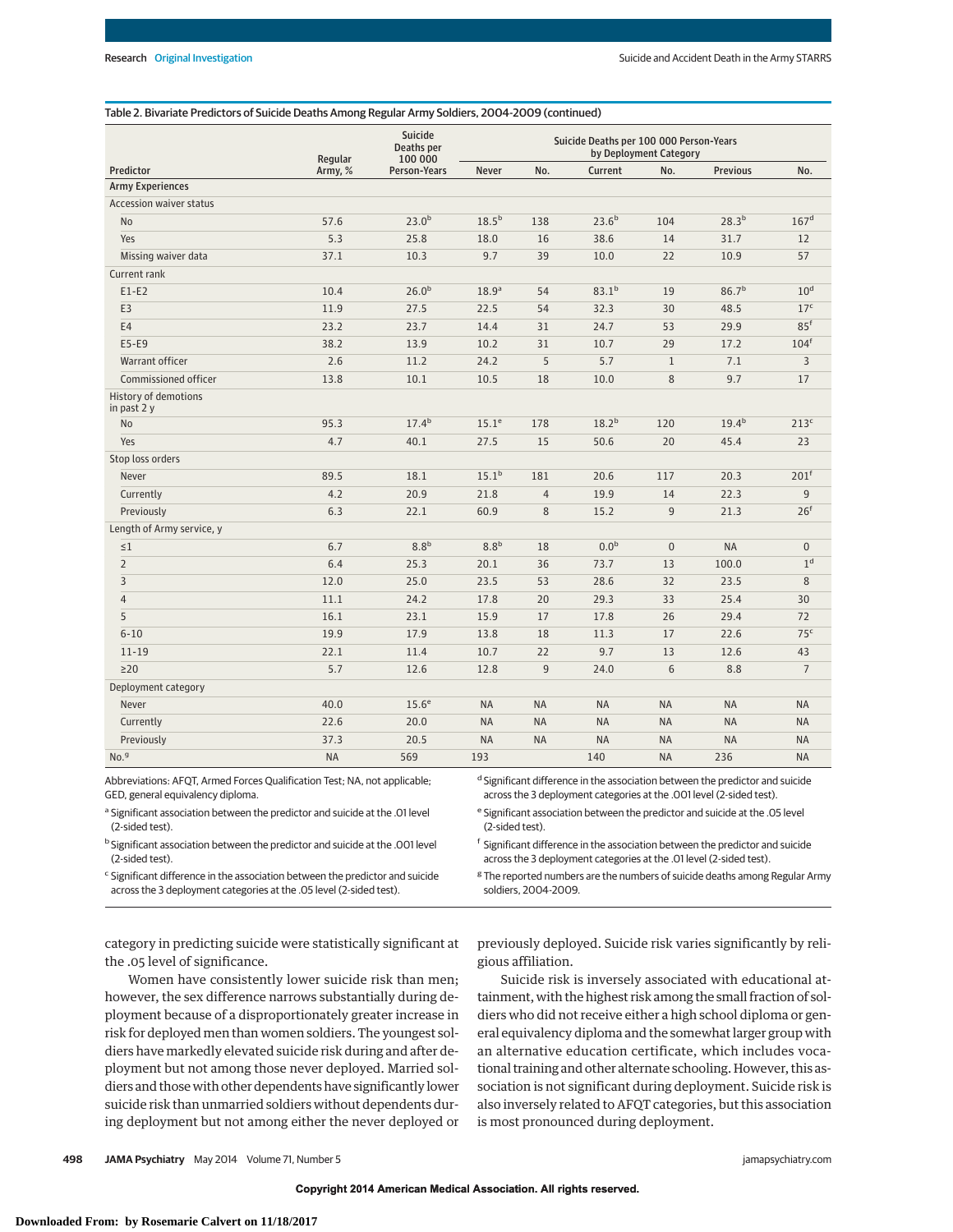Table 2. Bivariate Predictors of Suicide Deaths Among Regular Army Soldiers, 2004-2009 (continued)

| Predictor | Regular Army, % | Suicide Deaths per 100 000 Person-Years | Suicide Deaths per 100 000 Person-Years by Deployment Category | | | | | |
|---|---|---|---|---|---|---|---|---|
| | | | Never | No. | Current | No. | Previous | No. |
| **Army Experiences** | | | | | | | | |
| Accession waiver status | | | | | | | | |
| No | 57.6 | 23.0[b] | 18.5[b] | 138 | 23.6[b] | 104 | 28.3[b] | 167[d] |
| Yes | 5.3 | 25.8 | 18.0 | 16 | 38.6 | 14 | 31.7 | 12 |
| Missing waiver data | 37.1 | 10.3 | 9.7 | 39 | 10.0 | 22 | 10.9 | 57 |
| Current rank | | | | | | | | |
| E1-E2 | 10.4 | 26.0[b] | 18.9[a] | 54 | 83.1[b] | 19 | 86.7[b] | 10[d] |
| E3 | 11.9 | 27.5 | 22.5 | 54 | 32.3 | 30 | 48.5 | 17[c] |
| E4 | 23.2 | 23.7 | 14.4 | 31 | 24.7 | 53 | 29.9 | 85[f] |
| E5-E9 | 38.2 | 13.9 | 10.2 | 31 | 10.7 | 29 | 17.2 | 104[f] |
| Warrant officer | 2.6 | 11.2 | 24.2 | 5 | 5.7 | 1 | 7.1 | 3 |
| Commissioned officer | 13.8 | 10.1 | 10.5 | 18 | 10.0 | 8 | 9.7 | 17 |
| History of demotions in past 2 y | | | | | | | | |
| No | 95.3 | 17.4[b] | 15.1[e] | 178 | 18.2[b] | 120 | 19.4[b] | 213[c] |
| Yes | 4.7 | 40.1 | 27.5 | 15 | 50.6 | 20 | 45.4 | 23 |
| Stop loss orders | | | | | | | | |
| Never | 89.5 | 18.1 | 15.1[b] | 181 | 20.6 | 117 | 20.3 | 201[f] |
| Currently | 4.2 | 20.9 | 21.8 | 4 | 19.9 | 14 | 22.3 | 9 |
| Previously | 6.3 | 22.1 | 60.9 | 8 | 15.2 | 9 | 21.3 | 26[f] |
| Length of Army service, y | | | | | | | | |
| ≤1 | 6.7 | 8.8[b] | 8.8[b] | 18 | 0.0[b] | 0 | NA | 0 |
| 2 | 6.4 | 25.3 | 20.1 | 36 | 73.7 | 13 | 100.0 | 1[d] |
| 3 | 12.0 | 25.0 | 23.5 | 53 | 28.6 | 32 | 23.5 | 8 |
| 4 | 11.1 | 24.2 | 17.8 | 20 | 29.3 | 33 | 25.4 | 30 |
| 5 | 16.1 | 23.1 | 15.9 | 17 | 17.8 | 26 | 29.4 | 72 |
| 6-10 | 19.9 | 17.9 | 13.8 | 18 | 11.3 | 17 | 22.6 | 75[c] |
| 11-19 | 22.1 | 11.4 | 10.7 | 22 | 9.7 | 13 | 12.6 | 43 |
| ≥20 | 5.7 | 12.6 | 12.8 | 9 | 24.0 | 6 | 8.8 | 7 |
| Deployment category | | | | | | | | |
| Never | 40.0 | 15.6[e] | NA | NA | NA | NA | NA | NA |
| Currently | 22.6 | 20.0 | NA | NA | NA | NA | NA | NA |
| Previously | 37.3 | 20.5 | NA | NA | NA | NA | NA | NA |
| No.[g] | NA | 569 | 193 | | 140 | NA | 236 | NA |

Abbreviations: AFQT, Armed Forces Qualification Test; NA, not applicable; GED, general equivalency diploma.

[a] Significant association between the predictor and suicide at the .01 level (2-sided test).

[b] Significant association between the predictor and suicide at the .001 level (2-sided test).

[c] Significant difference in the association between the predictor and suicide across the 3 deployment categories at the .05 level (2-sided test).

[d] Significant difference in the association between the predictor and suicide across the 3 deployment categories at the .001 level (2-sided test).

[e] Significant association between the predictor and suicide at the .05 level (2-sided test).

[f] Significant difference in the association between the predictor and suicide across the 3 deployment categories at the .01 level (2-sided test).

[g] The reported numbers are the numbers of suicide deaths among Regular Army soldiers, 2004-2009.

category in predicting suicide were statistically significant at the .05 level of significance.

Women have consistently lower suicide risk than men; however, the sex difference narrows substantially during deployment because of a disproportionately greater increase in risk for deployed men than women soldiers. The youngest soldiers have markedly elevated suicide risk during and after deployment but not among those never deployed. Married soldiers and those with other dependents have significantly lower suicide risk than unmarried soldiers without dependents during deployment but not among either the never deployed or previously deployed. Suicide risk varies significantly by religious affiliation.

Suicide risk is inversely associated with educational attainment, with the highest risk among the small fraction of soldiers who did not receive either a high school diploma or general equivalency diploma and the somewhat larger group with an alternative education certificate, which includes vocational training and other alternate schooling. However, this association is not significant during deployment. Suicide risk is also inversely related to AFQT categories, but this association is most pronounced during deployment.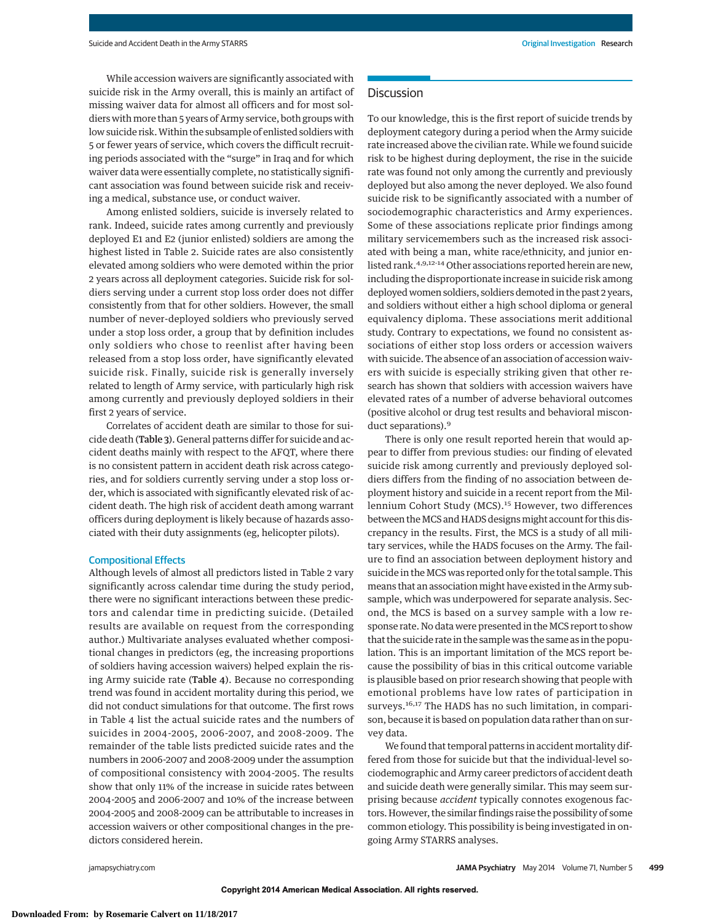While accession waivers are significantly associated with suicide risk in the Army overall, this is mainly an artifact of missing waiver data for almost all officers and for most soldiers with more than 5 years of Army service, both groups with low suicide risk. Within the subsample of enlisted soldiers with 5 or fewer years of service, which covers the difficult recruiting periods associated with the "surge" in Iraq and for which waiver data were essentially complete, no statistically significant association was found between suicide risk and receiving a medical, substance use, or conduct waiver.

Among enlisted soldiers, suicide is inversely related to rank. Indeed, suicide rates among currently and previously deployed E1 and E2 (junior enlisted) soldiers are among the highest listed in Table 2. Suicide rates are also consistently elevated among soldiers who were demoted within the prior 2 years across all deployment categories. Suicide risk for soldiers serving under a current stop loss order does not differ consistently from that for other soldiers. However, the small number of never-deployed soldiers who previously served under a stop loss order, a group that by definition includes only soldiers who chose to reenlist after having been released from a stop loss order, have significantly elevated suicide risk. Finally, suicide risk is generally inversely related to length of Army service, with particularly high risk among currently and previously deployed soldiers in their first 2 years of service.

Correlates of accident death are similar to those for suicide death (**Table 3**). General patterns differ for suicide and accident deaths mainly with respect to the AFQT, where there is no consistent pattern in accident death risk across categories, and for soldiers currently serving under a stop loss order, which is associated with significantly elevated risk of accident death. The high risk of accident death among warrant officers during deployment is likely because of hazards associated with their duty assignments (eg, helicopter pilots).

### Compositional Effects

Although levels of almost all predictors listed in Table 2 vary significantly across calendar time during the study period, there were no significant interactions between these predictors and calendar time in predicting suicide. (Detailed results are available on request from the corresponding author.) Multivariate analyses evaluated whether compositional changes in predictors (eg, the increasing proportions of soldiers having accession waivers) helped explain the rising Army suicide rate (**Table 4**). Because no corresponding trend was found in accident mortality during this period, we did not conduct simulations for that outcome. The first rows in Table 4 list the actual suicide rates and the numbers of suicides in 2004-2005, 2006-2007, and 2008-2009. The remainder of the table lists predicted suicide rates and the numbers in 2006-2007 and 2008-2009 under the assumption of compositional consistency with 2004-2005. The results show that only 11% of the increase in suicide rates between 2004-2005 and 2006-2007 and 10% of the increase between 2004-2005 and 2008-2009 can be attributable to increases in accession waivers or other compositional changes in the predictors considered herein.

## Discussion

To our knowledge, this is the first report of suicide trends by deployment category during a period when the Army suicide rate increased above the civilian rate. While we found suicide risk to be highest during deployment, the rise in the suicide rate was found not only among the currently and previously deployed but also among the never deployed. We also found suicide risk to be significantly associated with a number of sociodemographic characteristics and Army experiences. Some of these associations replicate prior findings among military servicemembers such as the increased risk associated with being a man, white race/ethnicity, and junior enlisted rank.[4,9,12-14] Other associations reported herein are new, including the disproportionate increase in suicide risk among deployed women soldiers, soldiers demoted in the past 2 years, and soldiers without either a high school diploma or general equivalency diploma. These associations merit additional study. Contrary to expectations, we found no consistent associations of either stop loss orders or accession waivers with suicide. The absence of an association of accession waivers with suicide is especially striking given that other research has shown that soldiers with accession waivers have elevated rates of a number of adverse behavioral outcomes (positive alcohol or drug test results and behavioral misconduct separations).[9]

There is only one result reported herein that would appear to differ from previous studies: our finding of elevated suicide risk among currently and previously deployed soldiers differs from the finding of no association between deployment history and suicide in a recent report from the Millennium Cohort Study (MCS).[15] However, two differences between the MCS and HADS designs might account for this discrepancy in the results. First, the MCS is a study of all military services, while the HADS focuses on the Army. The failure to find an association between deployment history and suicide in the MCS was reported only for the total sample. This means that an association might have existed in the Army subsample, which was underpowered for separate analysis. Second, the MCS is based on a survey sample with a low response rate. No data were presented in the MCS report to show that the suicide rate in the sample was the same as in the population. This is an important limitation of the MCS report because the possibility of bias in this critical outcome variable is plausible based on prior research showing that people with emotional problems have low rates of participation in surveys.[16,17] The HADS has no such limitation, in comparison, because it is based on population data rather than on survey data.

We found that temporal patterns in accident mortality differed from those for suicide but that the individual-level sociodemographic and Army career predictors of accident death and suicide death were generally similar. This may seem surprising because *accident* typically connotes exogenous factors. However, the similar findings raise the possibility of some common etiology. This possibility is being investigated in ongoing Army STARRS analyses.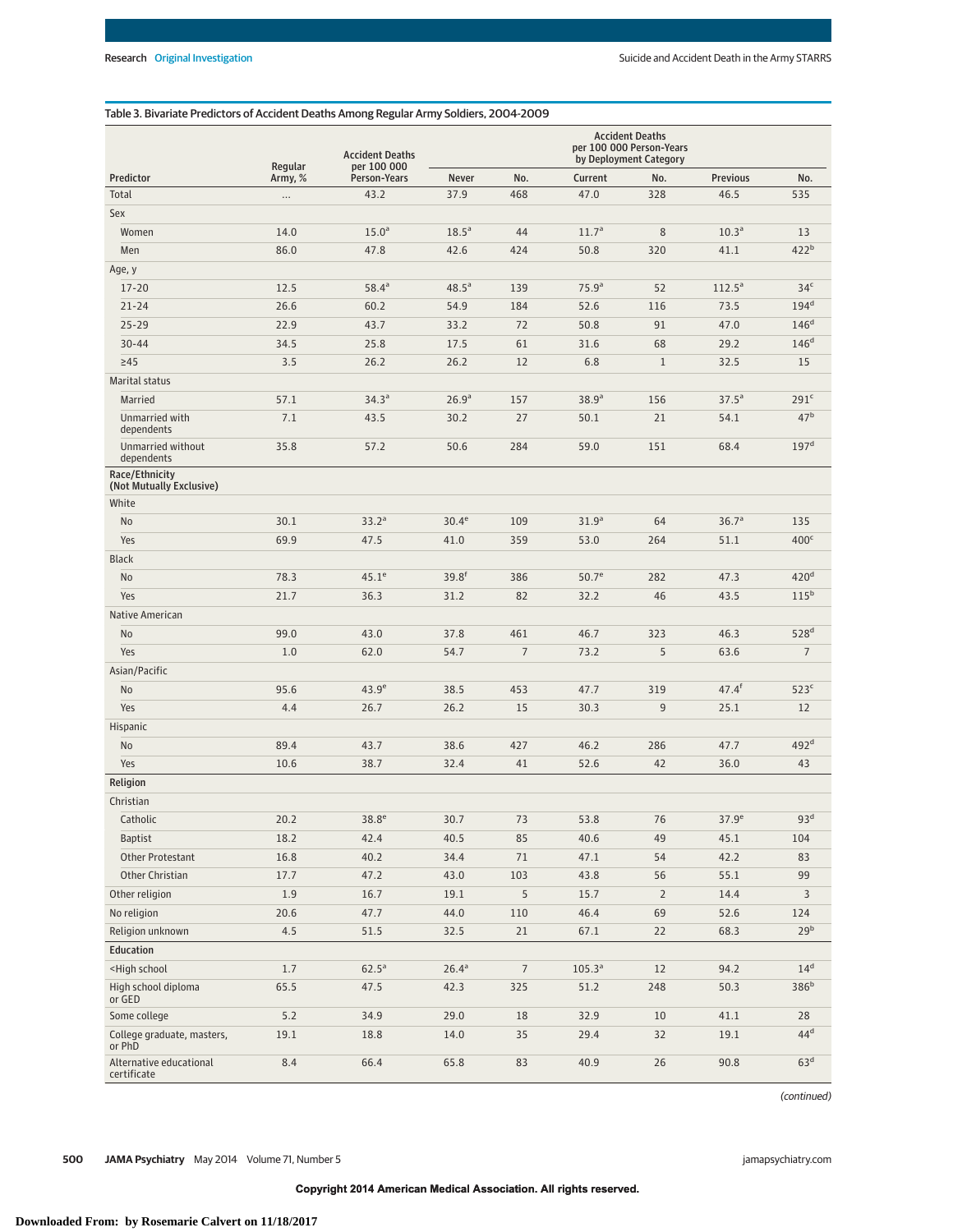Table 3. Bivariate Predictors of Accident Deaths Among Regular Army Soldiers, 2004-2009

| Predictor | Regular Army, % | Accident Deaths per 100 000 Person-Years | Accident Deaths per 100 000 Person-Years by Deployment Category | | | | | |
|---|---|---|---|---|---|---|---|---|
| | | | Never | No. | Current | No. | Previous | No. |
| Total | ... | 43.2 | 37.9 | 468 | 47.0 | 328 | 46.5 | 535 |
| **Sex** | | | | | | | | |
| Women | 14.0 | 15.0[a] | 18.5[a] | 44 | 11.7[a] | 8 | 10.3[a] | 13 |
| Men | 86.0 | 47.8 | 42.6 | 424 | 50.8 | 320 | 41.1 | 422[b] |
| **Age, y** | | | | | | | | |
| 17-20 | 12.5 | 58.4[a] | 48.5[a] | 139 | 75.9[a] | 52 | 112.5[a] | 34[c] |
| 21-24 | 26.6 | 60.2 | 54.9 | 184 | 52.6 | 116 | 73.5 | 194[d] |
| 25-29 | 22.9 | 43.7 | 33.2 | 72 | 50.8 | 91 | 47.0 | 146[d] |
| 30-44 | 34.5 | 25.8 | 17.5 | 61 | 31.6 | 68 | 29.2 | 146[d] |
| ≥45 | 3.5 | 26.2 | 26.2 | 12 | 6.8 | 1 | 32.5 | 15 |
| **Marital status** | | | | | | | | |
| Married | 57.1 | 34.3[a] | 26.9[a] | 157 | 38.9[a] | 156 | 37.5[a] | 291[c] |
| Unmarried with dependents | 7.1 | 43.5 | 30.2 | 27 | 50.1 | 21 | 54.1 | 47[b] |
| Unmarried without dependents | 35.8 | 57.2 | 50.6 | 284 | 59.0 | 151 | 68.4 | 197[d] |
| **Race/Ethnicity (Not Mutually Exclusive)** | | | | | | | | |
| White | | | | | | | | |
| No | 30.1 | 33.2[a] | 30.4[e] | 109 | 31.9[a] | 64 | 36.7[a] | 135 |
| Yes | 69.9 | 47.5 | 41.0 | 359 | 53.0 | 264 | 51.1 | 400[c] |
| Black | | | | | | | | |
| No | 78.3 | 45.1[e] | 39.8[f] | 386 | 50.7[e] | 282 | 47.3 | 420[d] |
| Yes | 21.7 | 36.3 | 31.2 | 82 | 32.2 | 46 | 43.5 | 115[b] |
| Native American | | | | | | | | |
| No | 99.0 | 43.0 | 37.8 | 461 | 46.7 | 323 | 46.3 | 528[d] |
| Yes | 1.0 | 62.0 | 54.7 | 7 | 73.2 | 5 | 63.6 | 7 |
| Asian/Pacific | | | | | | | | |
| No | 95.6 | 43.9[e] | 38.5 | 453 | 47.7 | 319 | 47.4[f] | 523[c] |
| Yes | 4.4 | 26.7 | 26.2 | 15 | 30.3 | 9 | 25.1 | 12 |
| Hispanic | | | | | | | | |
| No | 89.4 | 43.7 | 38.6 | 427 | 46.2 | 286 | 47.7 | 492[d] |
| Yes | 10.6 | 38.7 | 32.4 | 41 | 52.6 | 42 | 36.0 | 43 |
| **Religion** | | | | | | | | |
| Christian | | | | | | | | |
| Catholic | 20.2 | 38.8[e] | 30.7 | 73 | 53.8 | 76 | 37.9[e] | 93[d] |
| Baptist | 18.2 | 42.4 | 40.5 | 85 | 40.6 | 49 | 45.1 | 104 |
| Other Protestant | 16.8 | 40.2 | 34.4 | 71 | 47.1 | 54 | 42.2 | 83 |
| Other Christian | 17.7 | 47.2 | 43.0 | 103 | 43.8 | 56 | 55.1 | 99 |
| Other religion | 1.9 | 16.7 | 19.1 | 5 | 15.7 | 2 | 14.4 | 3 |
| No religion | 20.6 | 47.7 | 44.0 | 110 | 46.4 | 69 | 52.6 | 124 |
| Religion unknown | 4.5 | 51.5 | 32.5 | 21 | 67.1 | 22 | 68.3 | 29[b] |
| **Education** | | | | | | | | |
| <High school | 1.7 | 62.5[a] | 26.4[a] | 7 | 105.3[a] | 12 | 94.2 | 14[d] |
| High school diploma or GED | 65.5 | 47.5 | 42.3 | 325 | 51.2 | 248 | 50.3 | 386[b] |
| Some college | 5.2 | 34.9 | 29.0 | 18 | 32.9 | 10 | 41.1 | 28 |
| College graduate, masters, or PhD | 19.1 | 18.8 | 14.0 | 35 | 29.4 | 32 | 19.1 | 44[d] |
| Alternative educational certificate | 8.4 | 66.4 | 65.8 | 83 | 40.9 | 26 | 90.8 | 63[d] |

*(continued)*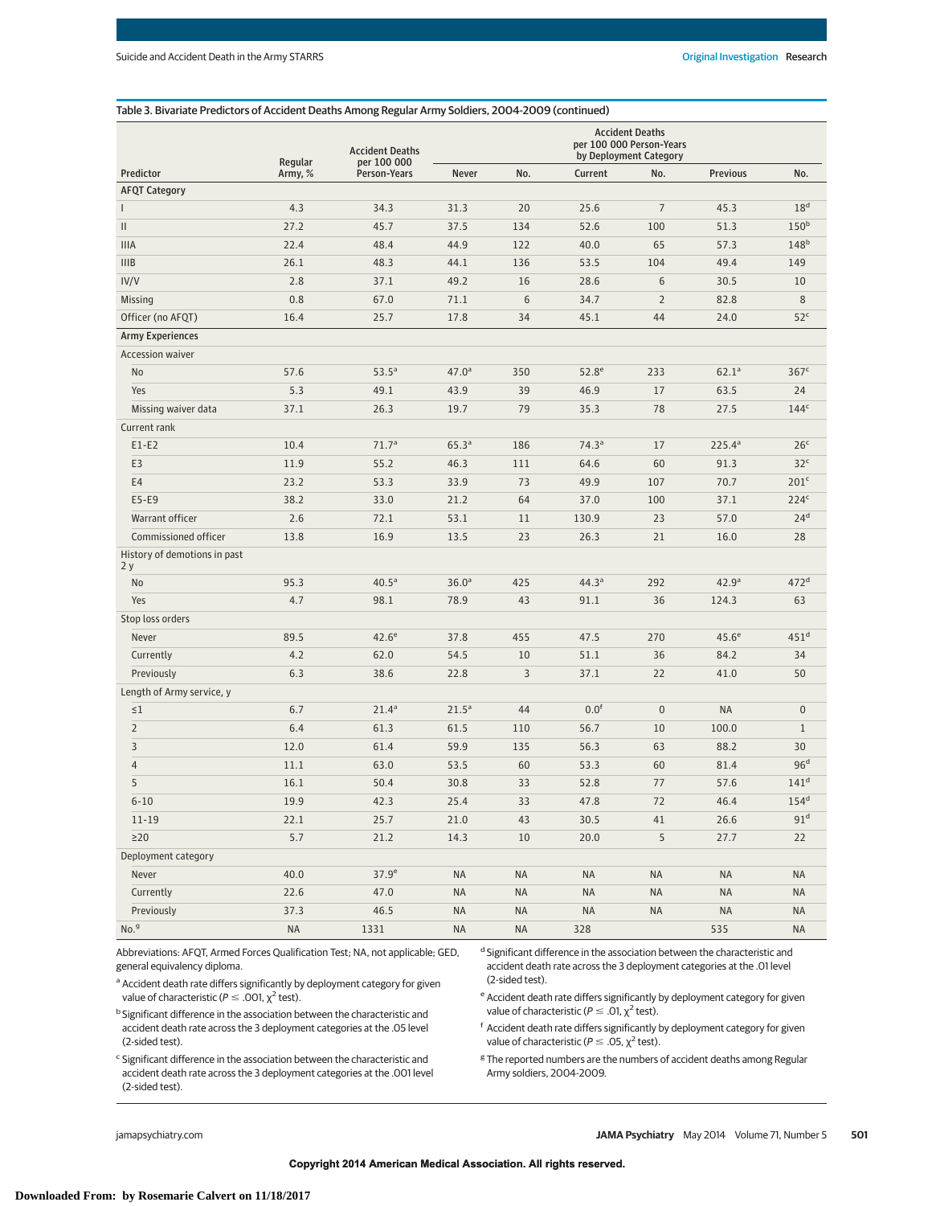**Table 3. Bivariate Predictors of Accident Deaths Among Regular Army Soldiers, 2004-2009 (continued)**

| Predictor | Regular Army, % | Accident Deaths per 100 000 Person-Years | Accident Deaths per 100 000 Person-Years by Deployment Category | | | | | |
|---|---|---|---|---|---|---|---|---|
| | | | Never | No. | Current | No. | Previous | No. |
| **AFQT Category** | | | | | | | | |
| I | 4.3 | 34.3 | 31.3 | 20 | 25.6 | 7 | 45.3 | 18[d] |
| II | 27.2 | 45.7 | 37.5 | 134 | 52.6 | 100 | 51.3 | 150[b] |
| IIIA | 22.4 | 48.4 | 44.9 | 122 | 40.0 | 65 | 57.3 | 148[b] |
| IIIB | 26.1 | 48.3 | 44.1 | 136 | 53.5 | 104 | 49.4 | 149 |
| IV/V | 2.8 | 37.1 | 49.2 | 16 | 28.6 | 6 | 30.5 | 10 |
| Missing | 0.8 | 67.0 | 71.1 | 6 | 34.7 | 2 | 82.8 | 8 |
| Officer (no AFQT) | 16.4 | 25.7 | 17.8 | 34 | 45.1 | 44 | 24.0 | 52[c] |
| **Army Experiences** | | | | | | | | |
| Accession waiver | | | | | | | | |
| No | 57.6 | 53.5[a] | 47.0[a] | 350 | 52.8[e] | 233 | 62.1[a] | 367[c] |
| Yes | 5.3 | 49.1 | 43.9 | 39 | 46.9 | 17 | 63.5 | 24 |
| Missing waiver data | 37.1 | 26.3 | 19.7 | 79 | 35.3 | 78 | 27.5 | 144[c] |
| Current rank | | | | | | | | |
| E1-E2 | 10.4 | 71.7[a] | 65.3[a] | 186 | 74.3[a] | 17 | 225.4[a] | 26[c] |
| E3 | 11.9 | 55.2 | 46.3 | 111 | 64.6 | 60 | 91.3 | 32[c] |
| E4 | 23.2 | 53.3 | 33.9 | 73 | 49.9 | 107 | 70.7 | 201[c] |
| E5-E9 | 38.2 | 33.0 | 21.2 | 64 | 37.0 | 100 | 37.1 | 224[c] |
| Warrant officer | 2.6 | 72.1 | 53.1 | 11 | 130.9 | 23 | 57.0 | 24[d] |
| Commissioned officer | 13.8 | 16.9 | 13.5 | 23 | 26.3 | 21 | 16.0 | 28 |
| History of demotions in past 2 y | | | | | | | | |
| No | 95.3 | 40.5[a] | 36.0[a] | 425 | 44.3[a] | 292 | 42.9[a] | 472[d] |
| Yes | 4.7 | 98.1 | 78.9 | 43 | 91.1 | 36 | 124.3 | 63 |
| Stop loss orders | | | | | | | | |
| Never | 89.5 | 42.6[e] | 37.8 | 455 | 47.5 | 270 | 45.6[e] | 451[d] |
| Currently | 4.2 | 62.0 | 54.5 | 10 | 51.1 | 36 | 84.2 | 34 |
| Previously | 6.3 | 38.6 | 22.8 | 3 | 37.1 | 22 | 41.0 | 50 |
| Length of Army service, y | | | | | | | | |
| ≤1 | 6.7 | 21.4[a] | 21.5[a] | 44 | 0.0[f] | 0 | NA | 0 |
| 2 | 6.4 | 61.3 | 61.5 | 110 | 56.7 | 10 | 100.0 | 1 |
| 3 | 12.0 | 61.4 | 59.9 | 135 | 56.3 | 63 | 88.2 | 30 |
| 4 | 11.1 | 63.0 | 53.5 | 60 | 53.3 | 60 | 81.4 | 96[d] |
| 5 | 16.1 | 50.4 | 30.8 | 33 | 52.8 | 77 | 57.6 | 141[d] |
| 6-10 | 19.9 | 42.3 | 25.4 | 33 | 47.8 | 72 | 46.4 | 154[d] |
| 11-19 | 22.1 | 25.7 | 21.0 | 43 | 30.5 | 41 | 26.6 | 91[d] |
| ≥20 | 5.7 | 21.2 | 14.3 | 10 | 20.0 | 5 | 27.7 | 22 |
| Deployment category | | | | | | | | |
| Never | 40.0 | 37.9[e] | NA | NA | NA | NA | NA | NA |
| Currently | 22.6 | 47.0 | NA | NA | NA | NA | NA | NA |
| Previously | 37.3 | 46.5 | NA | NA | NA | NA | NA | NA |
| No.[g] | NA | 1331 | NA | NA | 328 | | 535 | NA |

Abbreviations: AFQT, Armed Forces Qualification Test; NA, not applicable; GED, general equivalency diploma.

[a] Accident death rate differs significantly by deployment category for given value of characteristic ($P \leq .001$, $\chi^2$ test).

[b] Significant difference in the association between the characteristic and accident death rate across the 3 deployment categories at the .05 level (2-sided test).

[c] Significant difference in the association between the characteristic and accident death rate across the 3 deployment categories at the .001 level (2-sided test).

[d] Significant difference in the association between the characteristic and accident death rate across the 3 deployment categories at the .01 level (2-sided test).

[e] Accident death rate differs significantly by deployment category for given value of characteristic ($P \leq .01$, $\chi^2$ test).

[f] Accident death rate differs significantly by deployment category for given value of characteristic ($P \leq .05$, $\chi^2$ test).

[g] The reported numbers are the numbers of accident deaths among Regular Army soldiers, 2004-2009.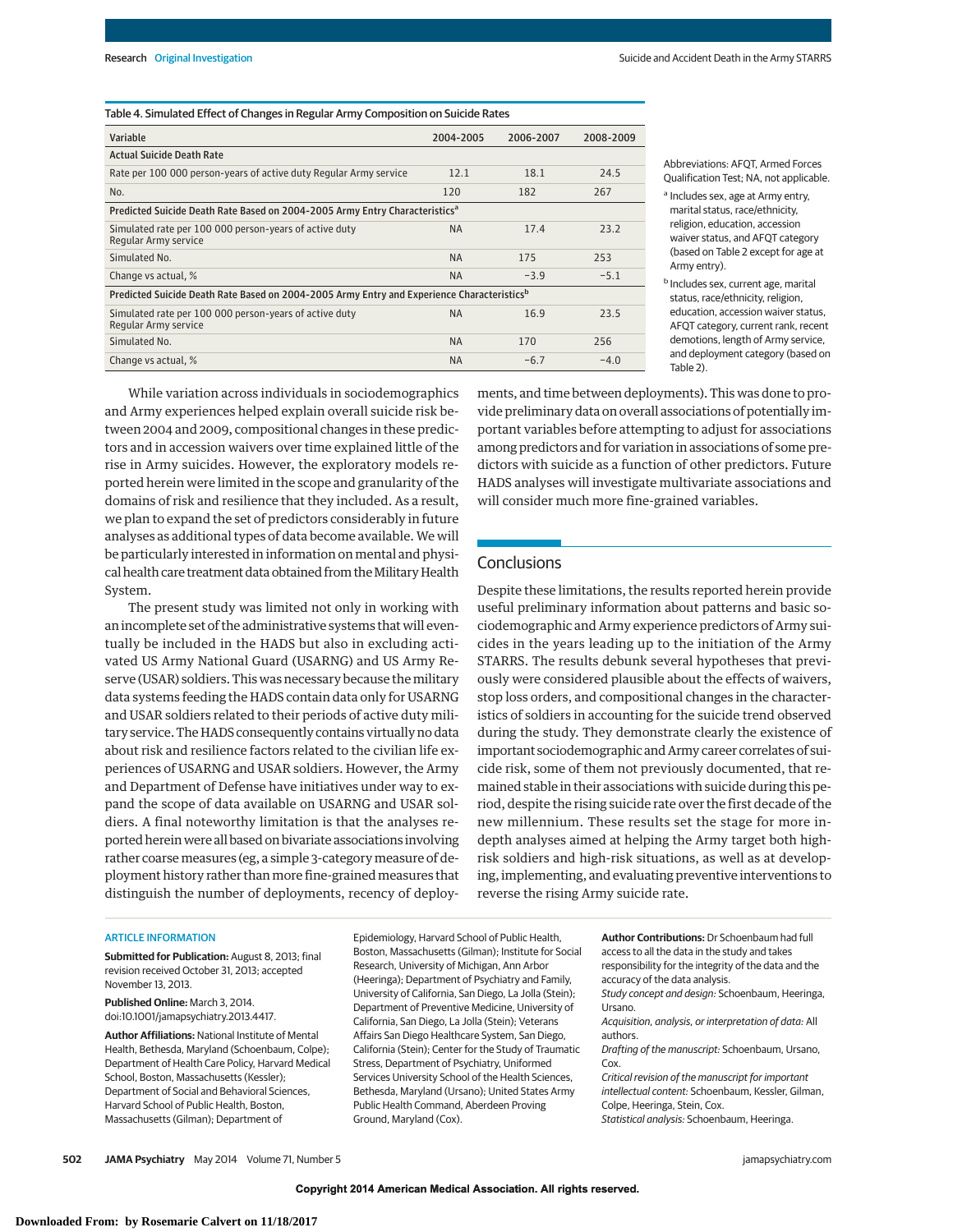Table 4. Simulated Effect of Changes in Regular Army Composition on Suicide Rates

| Variable | 2004-2005 | 2006-2007 | 2008-2009 |
| --- | --- | --- | --- |
| **Actual Suicide Death Rate** | | | |
| Rate per 100 000 person-years of active duty Regular Army service | 12.1 | 18.1 | 24.5 |
| No. | 120 | 182 | 267 |
| **Predicted Suicide Death Rate Based on 2004-2005 Army Entry Characteristics[a]** | | | |
| Simulated rate per 100 000 person-years of active duty Regular Army service | NA | 17.4 | 23.2 |
| Simulated No. | NA | 175 | 253 |
| Change vs actual, % | NA | −3.9 | −5.1 |
| **Predicted Suicide Death Rate Based on 2004-2005 Army Entry and Experience Characteristics[b]** | | | |
| Simulated rate per 100 000 person-years of active duty Regular Army service | NA | 16.9 | 23.5 |
| Simulated No. | NA | 170 | 256 |
| Change vs actual, % | NA | −6.7 | −4.0 |

Abbreviations: AFQT, Armed Forces Qualification Test; NA, not applicable.

[a] Includes sex, age at Army entry, marital status, race/ethnicity, religion, education, accession waiver status, and AFQT category (based on Table 2 except for age at Army entry).

[b] Includes sex, current age, marital status, race/ethnicity, religion, education, accession waiver status, AFQT category, current rank, recent demotions, length of Army service, and deployment category (based on Table 2).

While variation across individuals in sociodemographics and Army experiences helped explain overall suicide risk between 2004 and 2009, compositional changes in these predictors and in accession waivers over time explained little of the rise in Army suicides. However, the exploratory models reported herein were limited in the scope and granularity of the domains of risk and resilience that they included. As a result, we plan to expand the set of predictors considerably in future analyses as additional types of data become available. We will be particularly interested in information on mental and physical health care treatment data obtained from the Military Health System.

The present study was limited not only in working with an incomplete set of the administrative systems that will eventually be included in the HADS but also in excluding activated US Army National Guard (USARNG) and US Army Reserve (USAR) soldiers. This was necessary because the military data systems feeding the HADS contain data only for USARNG and USAR soldiers related to their periods of active duty military service. The HADS consequently contains virtually no data about risk and resilience factors related to the civilian life experiences of USARNG and USAR soldiers. However, the Army and Department of Defense have initiatives under way to expand the scope of data available on USARNG and USAR soldiers. A final noteworthy limitation is that the analyses reported herein were all based on bivariate associations involving rather coarse measures (eg, a simple 3-category measure of deployment history rather than more fine-grained measures that distinguish the number of deployments, recency of deployments, and time between deployments). This was done to provide preliminary data on overall associations of potentially important variables before attempting to adjust for associations among predictors and for variation in associations of some predictors with suicide as a function of other predictors. Future HADS analyses will investigate multivariate associations and will consider much more fine-grained variables.

## Conclusions

Despite these limitations, the results reported herein provide useful preliminary information about patterns and basic sociodemographic and Army experience predictors of Army suicides in the years leading up to the initiation of the Army STARRS. The results debunk several hypotheses that previously were considered plausible about the effects of waivers, stop loss orders, and compositional changes in the characteristics of soldiers in accounting for the suicide trend observed during the study. They demonstrate clearly the existence of important sociodemographic and Army career correlates of suicide risk, some of them not previously documented, that remained stable in their associations with suicide during this period, despite the rising suicide rate over the first decade of the new millennium. These results set the stage for more in-depth analyses aimed at helping the Army target both high-risk soldiers and high-risk situations, as well as at developing, implementing, and evaluating preventive interventions to reverse the rising Army suicide rate.

ARTICLE INFORMATION

**Submitted for Publication:** August 8, 2013; final revision received October 31, 2013; accepted November 13, 2013.

**Published Online:** March 3, 2014. doi:10.1001/jamapsychiatry.2013.4417.

**Author Affiliations:** National Institute of Mental Health, Bethesda, Maryland (Schoenbaum, Colpe); Department of Health Care Policy, Harvard Medical School, Boston, Massachusetts (Kessler); Department of Social and Behavioral Sciences, Harvard School of Public Health, Boston, Massachusetts (Gilman); Department of Epidemiology, Harvard School of Public Health, Boston, Massachusetts (Gilman); Institute for Social Research, University of Michigan, Ann Arbor (Heeringa); Department of Psychiatry and Family, University of California, San Diego, La Jolla (Stein); Department of Preventive Medicine, University of California, San Diego, La Jolla (Stein); Veterans Affairs San Diego Healthcare System, San Diego, California (Stein); Center for the Study of Traumatic Stress, Department of Psychiatry, Uniformed Services University School of the Health Sciences, Bethesda, Maryland (Ursano); United States Army Public Health Command, Aberdeen Proving Ground, Maryland (Cox).

**Author Contributions:** Dr Schoenbaum had full access to all the data in the study and takes responsibility for the integrity of the data and the accuracy of the data analysis.
*Study concept and design:* Schoenbaum, Heeringa, Ursano.
*Acquisition, analysis, or interpretation of data:* All authors.
*Drafting of the manuscript:* Schoenbaum, Ursano, Cox.
*Critical revision of the manuscript for important intellectual content:* Schoenbaum, Kessler, Gilman, Colpe, Heeringa, Stein, Cox.
*Statistical analysis:* Schoenbaum, Heeringa.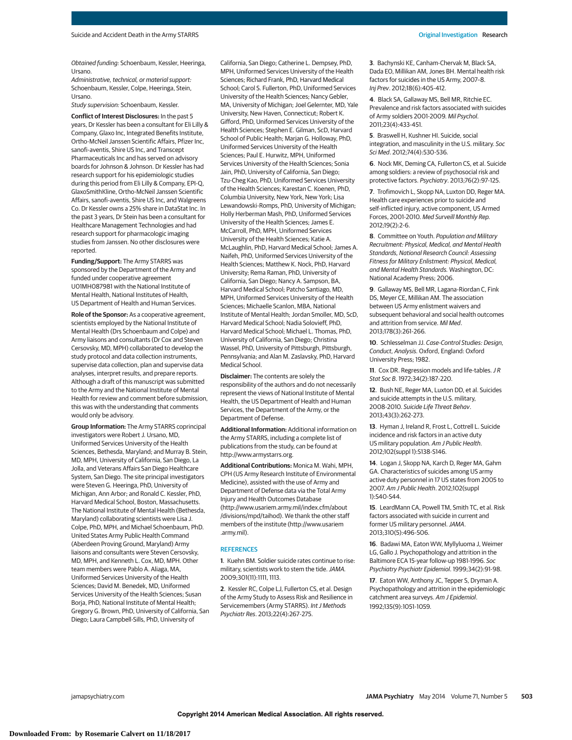*Obtained funding:* Schoenbaum, Kessler, Heeringa, Ursano.

*Administrative, technical, or material support:* Schoenbaum, Kessler, Colpe, Heeringa, Stein, Ursano.

*Study supervision:* Schoenbaum, Kessler.

**Conflict of Interest Disclosures:** In the past 5 years, Dr Kessler has been a consultant for Eli Lilly & Company, Glaxo Inc, Integrated Benefits Institute, Ortho-McNeil Janssen Scientific Affairs, Pfizer Inc, sanofi-aventis, Shire US Inc, and Transcept Pharmaceuticals Inc and has served on advisory boards for Johnson & Johnson. Dr Kessler has had research support for his epidemiologic studies during this period from Eli Lilly & Company, EPI-Q, GlaxoSmithKline, Ortho-McNeil Janssen Scientific Affairs, sanofi-aventis, Shire US Inc, and Walgreens Co. Dr Kessler owns a 25% share in DataStat Inc. In the past 3 years, Dr Stein has been a consultant for Healthcare Management Technologies and had research support for pharmacologic imaging studies from Janssen. No other disclosures were reported.

**Funding/Support:** The Army STARRS was sponsored by the Department of the Army and funded under cooperative agreement U01MH087981 with the National Institute of Mental Health, National Institutes of Health, US Department of Health and Human Services.

**Role of the Sponsor:** As a cooperative agreement, scientists employed by the National Institute of Mental Health (Drs Schoenbaum and Colpe) and Army liaisons and consultants (Dr Cox and Steven Cersovsky, MD, MPH) collaborated to develop the study protocol and data collection instruments, supervise data collection, plan and supervise data analyses, interpret results, and prepare reports. Although a draft of this manuscript was submitted to the Army and the National Institute of Mental Health for review and comment before submission, this was with the understanding that comments would only be advisory.

**Group Information:** The Army STARRS coprincipal investigators were Robert J. Ursano, MD, Uniformed Services University of the Health Sciences, Bethesda, Maryland; and Murray B. Stein, MD, MPH, University of California, San Diego, La Jolla, and Veterans Affairs San Diego Healthcare System, San Diego. The site principal investigators were Steven G. Heeringa, PhD, University of Michigan, Ann Arbor; and Ronald C. Kessler, PhD, Harvard Medical School, Boston, Massachusetts. The National Institute of Mental Health (Bethesda, Maryland) collaborating scientists were Lisa J. Colpe, PhD, MPH, and Michael Schoenbaum, PhD. United States Army Public Health Command (Aberdeen Proving Ground, Maryland) Army liaisons and consultants were Steven Cersovsky, MD, MPH, and Kenneth L. Cox, MD, MPH. Other team members were Pablo A. Aliaga, MA, Uniformed Services University of the Health Sciences; David M. Benedek, MD, Uniformed Services University of the Health Sciences; Susan Borja, PhD, National Institute of Mental Health; Gregory G. Brown, PhD, University of California, San Diego; Laura Campbell-Sills, PhD, University of California, San Diego; Catherine L. Dempsey, PhD, MPH, Uniformed Services University of the Health Sciences; Richard Frank, PhD, Harvard Medical School; Carol S. Fullerton, PhD, Uniformed Services University of the Health Sciences; Nancy Gebler, MA, University of Michigan; Joel Gelernter, MD, Yale University, New Haven, Connecticut; Robert K. Gifford, PhD, Uniformed Services University of the Health Sciences; Stephen E. Gilman, ScD, Harvard School of Public Health; Marjan G. Holloway, PhD, Uniformed Services University of the Health Sciences; Paul E. Hurwitz, MPH, Uniformed Services University of the Health Sciences; Sonia Jain, PhD, University of California, San Diego; Tzu-Cheg Kao, PhD, Uniformed Services University of the Health Sciences; Karestan C. Koenen, PhD, Columbia University, New York, New York; Lisa Lewandowski-Romps, PhD, University of Michigan; Holly Herberman Mash, PhD, Uniformed Services University of the Health Sciences; James E. McCarroll, PhD, MPH, Uniformed Services University of the Health Sciences; Katie A. McLaughlin, PhD, Harvard Medical School; James A. Naifeh, PhD, Uniformed Services University of the Health Sciences; Matthew K. Nock, PhD, Harvard University; Rema Raman, PhD, University of California, San Diego; Nancy A. Sampson, BA, Harvard Medical School; Patcho Santiago, MD, MPH, Uniformed Services University of the Health Sciences; Michaelle Scanlon, MBA, National Institute of Mental Health; Jordan Smoller, MD, ScD, Harvard Medical School; Nadia Solovieff, PhD, Harvard Medical School; Michael L. Thomas, PhD, University of California, San Diego; Christina Wassel, PhD, University of Pittsburgh, Pittsburgh, Pennsylvania; and Alan M. Zaslavsky, PhD, Harvard Medical School.

**Disclaimer:** The contents are solely the responsibility of the authors and do not necessarily represent the views of National Institute of Mental Health, the US Department of Health and Human Services, the Department of the Army, or the Department of Defense.

**Additional Information:** Additional information on the Army STARRS, including a complete list of publications from the study, can be found at http://www.armystarrs.org.

**Additional Contributions:** Monica M. Wahi, MPH, CPH (US Army Research Institute of Environmental Medicine), assisted with the use of Army and Department of Defense data via the Total Army Injury and Health Outcomes Database (http://www.usariem.army.mil/index.cfm/about/divisions/mpd/taihod). We thank the other staff members of the institute (http://www.usariem.army.mil).

## REFERENCES

1. Kuehn BM. Soldier suicide rates continue to rise: military, scientists work to stem the tide. *JAMA*. 2009;301(11):1111, 1113.

2. Kessler RC, Colpe LJ, Fullerton CS, et al. Design of the Army Study to Assess Risk and Resilience in Servicemembers (Army STARRS). *Int J Methods Psychiatr Res*. 2013;22(4):267-275.

3. Bachynski KE, Canham-Chervak M, Black SA, Dada EO, Millikan AM, Jones BH. Mental health risk factors for suicides in the US Army, 2007–8. *Inj Prev*. 2012;18(6):405-412.

4. Black SA, Gallaway MS, Bell MR, Ritchie EC. Prevalence and risk factors associated with suicides of Army soldiers 2001-2009. *Mil Psychol*. 2011;23(4):433-451.

5. Braswell H, Kushner HI. Suicide, social integration, and masculinity in the U.S. military. *Soc Sci Med*. 2012;74(4):530-536.

6. Nock MK, Deming CA, Fullerton CS, et al. Suicide among soldiers: a review of psychosocial risk and protective factors. *Psychiatry*. 2013;76(2):97-125.

7. Trofimovich L, Skopp NA, Luxton DD, Reger MA. Health care experiences prior to suicide and self-inflicted injury, active component, US Armed Forces, 2001-2010. *Med Surveill Monthly Rep*. 2012;19(2):2-6.

8. Committee on Youth. *Population and Military Recruitment: Physical, Medical, and Mental Health Standards, National Research Council: Assessing Fitness for Military Enlistment: Physical, Medical, and Mental Health Standards*. Washington, DC: National Academy Press; 2006.

9. Gallaway MS, Bell MR, Lagana-Riordan C, Fink DS, Meyer CE, Millikan AM. The association between US Army enlistment waivers and subsequent behavioral and social health outcomes and attrition from service. *Mil Med*. 2013;178(3):261-266.

10. Schlesselman JJ. *Case-Control Studies: Design, Conduct, Analysis*. Oxford, England: Oxford University Press; 1982.

11. Cox DR. Regression models and life-tables. *J R Stat Soc B*. 1972;34(2):187-220.

12. Bush NE, Reger MA, Luxton DD, et al. Suicides and suicide attempts in the U.S. military, 2008-2010. *Suicide Life Threat Behav*. 2013;43(3):262-273.

13. Hyman J, Ireland R, Frost L, Cottrell L. Suicide incidence and risk factors in an active duty US military population. *Am J Public Health*. 2012;102(suppl 1):S138-S146.

14. Logan J, Skopp NA, Karch D, Reger MA, Gahm GA. Characteristics of suicides among US army active duty personnel in 17 US states from 2005 to 2007. *Am J Public Health*. 2012;102(suppl 1):S40-S44.

15. LeardMann CA, Powell TM, Smith TC, et al. Risk factors associated with suicide in current and former US military personnel. *JAMA*. 2013;310(5):496-506.

16. Badawi MA, Eaton WW, Myllyluoma J, Weimer LG, Gallo J. Psychopathology and attrition in the Baltimore ECA 15-year follow-up 1981-1996. *Soc Psychiatry Psychiatr Epidemiol*. 1999;34(2):91-98.

17. Eaton WW, Anthony JC, Tepper S, Dryman A. Psychopathology and attrition in the epidemiologic catchment area surveys. *Am J Epidemiol*. 1992;135(9):1051-1059.